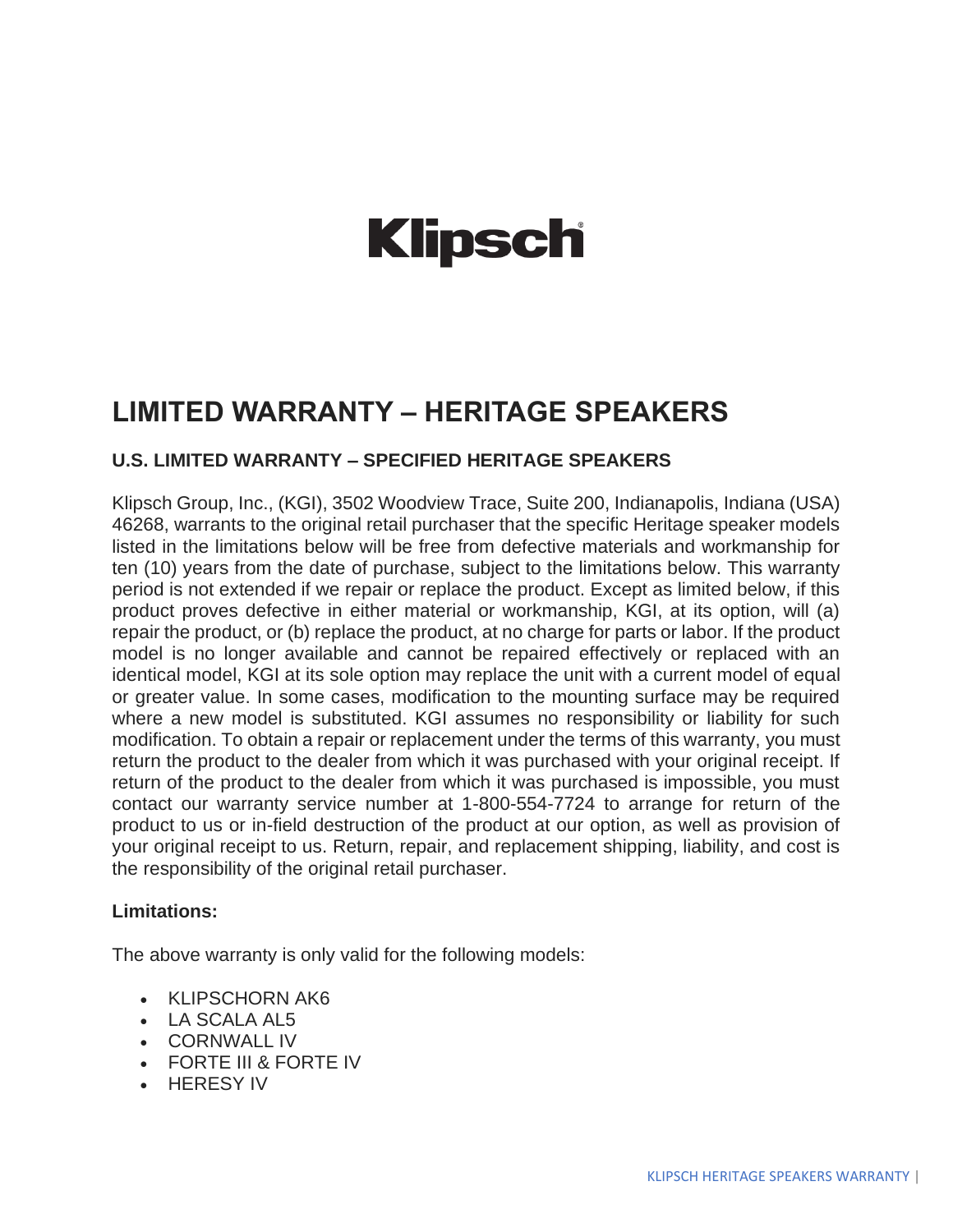# Klipsch

## LIMITED WARRANTY – HERITAGE SPEAKERS

### U.S. LIMITED WARRANTY – SPECIFIED HERITAGE SPEAKERS

Klipsch Group, Inc., (KGI), 3502 Woodview Trace, Suite 200, Indianapolis, Indiana (USA) 46268, warrants to the original retail purchaser that the specific Heritage speaker models listed in the limitations below will be free from defective materials and workmanship for ten (10) years from the date of purchase, subject to the limitations below. This warranty period is not extended if we repair or replace the product. Except as limited below, if this product proves defective in either material or workmanship, KGI, at its option, will (a) repair the product, or (b) replace the product, at no charge for parts or labor. If the product model is no longer available and cannot be repaired effectively or replaced with an identical model, KGI at its sole option may replace the unit with a current model of equal or greater value. In some cases, modification to the mounting surface may be required where a new model is substituted. KGI assumes no responsibility or liability for such modification. To obtain a repair or replacement under the terms of this warranty, you must return the product to the dealer from which it was purchased with your original receipt. If return of the product to the dealer from which it was purchased is impossible, you must contact our warranty service number at 1-800-554-7724 to arrange for return of the product to us or in-field destruction of the product at our option, as well as provision of your original receipt to us. Return, repair, and replacement shipping, liability, and cost is the responsibility of the original retail purchaser.

**Limitations:**

The above warranty is only valid for the following models:

- KLIPSCHORN AK6
- LA SCALA AL5
- CORNWALL IV
- FORTE III & FORTE IV
- HERESY IV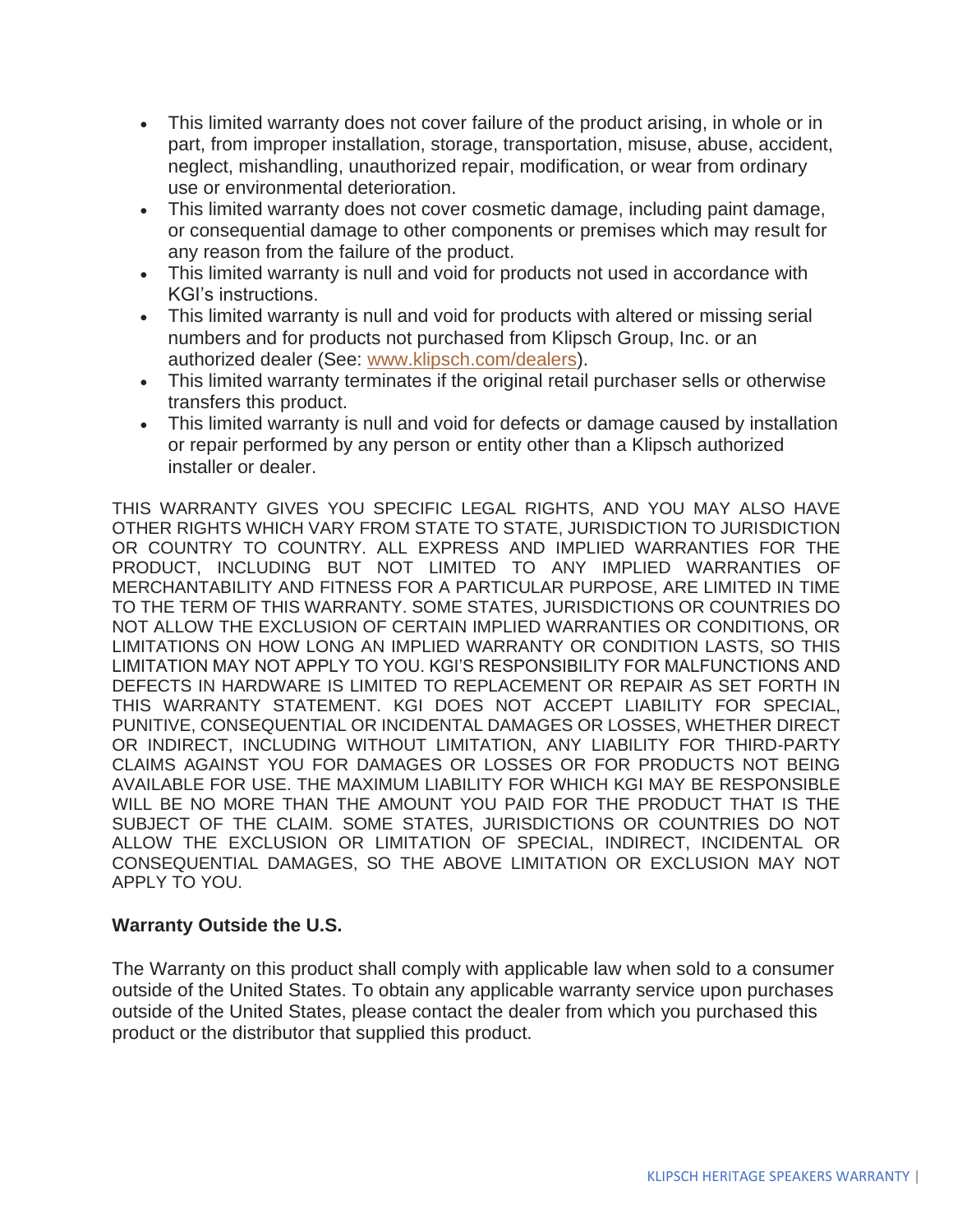- This limited warranty does not cover failure of the product arising, in whole or in part, from improper installation, storage, transportation, misuse, abuse, accident, neglect, mishandling, unauthorized repair, modification, or wear from ordinary use or environmental deterioration.
- This limited warranty does not cover cosmetic damage, including paint damage, or consequential damage to other components or premises which may result for any reason from the failure of the product.
- This limited warranty is null and void for products not used in accordance with KGI's instructions.
- This limited warranty is null and void for products with altered or missing serial numbers and for products not purchased from Klipsch Group, Inc. or an authorized dealer (See: [www.klipsch.com/dealers](www.klipsch.com/dealers)).
- This limited warranty terminates if the original retail purchaser sells or otherwise transfers this product.
- This limited warranty is null and void for defects or damage caused by installation or repair performed by any person or entity other than a Klipsch authorized installer or dealer.

THIS WARRANTY GIVES YOU SPECIFIC LEGAL RIGHTS, AND YOU MAY ALSO HAVE OTHER RIGHTS WHICH VARY FROM STATE TO STATE, JURISDICTION TO JURISDICTION OR COUNTRY TO COUNTRY. ALL EXPRESS AND IMPLIED WARRANTIES FOR THE PRODUCT, INCLUDING BUT NOT LIMITED TO ANY IMPLIED WARRANTIES OF MERCHANTABILITY AND FITNESS FOR A PARTICULAR PURPOSE, ARE LIMITED IN TIME TO THE TERM OF THIS WARRANTY. SOME STATES, JURISDICTIONS OR COUNTRIES DO NOT ALLOW THE EXCLUSION OF CERTAIN IMPLIED WARRANTIES OR CONDITIONS, OR LIMITATIONS ON HOW LONG AN IMPLIED WARRANTY OR CONDITION LASTS, SO THIS LIMITATION MAY NOT APPLY TO YOU. KGI'S RESPONSIBILITY FOR MALFUNCTIONS AND DEFECTS IN HARDWARE IS LIMITED TO REPLACEMENT OR REPAIR AS SET FORTH IN THIS WARRANTY STATEMENT. KGI DOES NOT ACCEPT LIABILITY FOR SPECIAL, PUNITIVE, CONSEQUENTIAL OR INCIDENTAL DAMAGES OR LOSSES, WHETHER DIRECT OR INDIRECT, INCLUDING WITHOUT LIMITATION, ANY LIABILITY FOR THIRD-PARTY CLAIMS AGAINST YOU FOR DAMAGES OR LOSSES OR FOR PRODUCTS NOT BEING AVAILABLE FOR USE. THE MAXIMUM LIABILITY FOR WHICH KGI MAY BE RESPONSIBLE WILL BE NO MORE THAN THE AMOUNT YOU PAID FOR THE PRODUCT THAT IS THE SUBJECT OF THE CLAIM. SOME STATES, JURISDICTIONS OR COUNTRIES DO NOT ALLOW THE EXCLUSION OR LIMITATION OF SPECIAL, INDIRECT, INCIDENTAL OR CONSEQUENTIAL DAMAGES, SO THE ABOVE LIMITATION OR EXCLUSION MAY NOT APPLY TO YOU.

**Warranty Outside the U.S.**

The Warranty on this product shall comply with applicable law when sold to a consumer outside of the United States. To obtain any applicable warranty service upon purchases outside of the United States, please contact the dealer from which you purchased this product or the distributor that supplied this product.